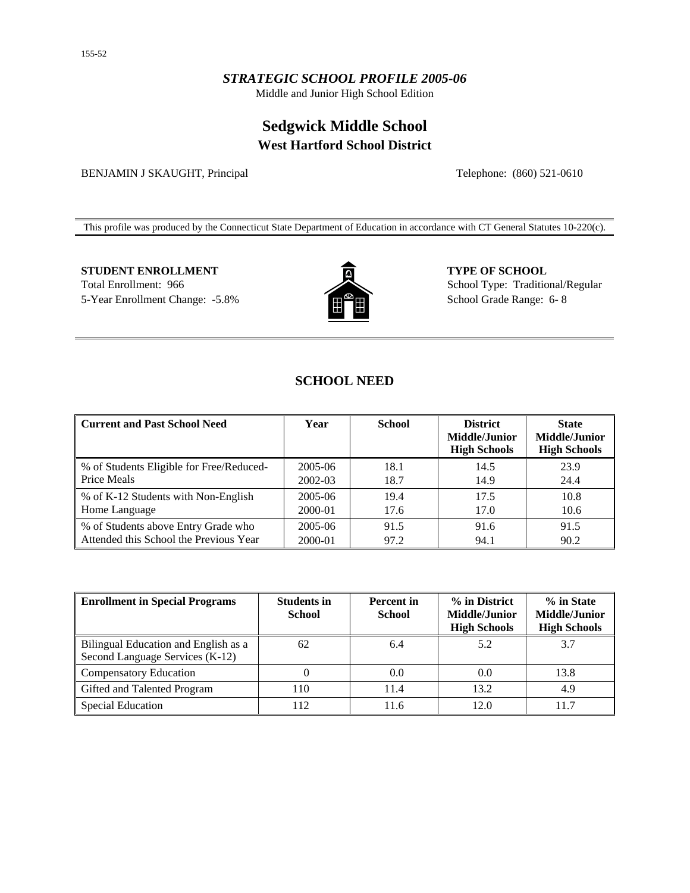155-52

*STRATEGIC SCHOOL PROFILE 2005-06*

Middle and Junior High School Edition

# Sedgwick Middle School

## West Hartford School District

BENJAMIN J SKAUGHT, Principal

Telephone: (860) 521-0610

This profile was produced by the Connecticut State Department of Education in accordance with CT General Statutes 10-220(c).

**STUDENT ENROLLMENT**

Total Enrollment: 966

5-Year Enrollment Change: -5.8%

**TYPE OF SCHOOL**

School Type: Traditional/Regular

School Grade Range: 6- 8

## SCHOOL NEED

| Current and Past School Need | Year | School | District Middle/Junior High Schools | State Middle/Junior High Schools |
|---|---|---|---|---|
| % of Students Eligible for Free/Reduced-Price Meals | 2005-06 | 18.1 | 14.5 | 23.9 |
| | 2002-03 | 18.7 | 14.9 | 24.4 |
| % of K-12 Students with Non-English Home Language | 2005-06 | 19.4 | 17.5 | 10.8 |
| | 2000-01 | 17.6 | 17.0 | 10.6 |
| % of Students above Entry Grade who Attended this School the Previous Year | 2005-06 | 91.5 | 91.6 | 91.5 |
| | 2000-01 | 97.2 | 94.1 | 90.2 |

| Enrollment in Special Programs | Students in School | Percent in School | % in District Middle/Junior High Schools | % in State Middle/Junior High Schools |
|---|---|---|---|---|
| Bilingual Education and English as a Second Language Services (K-12) | 62 | 6.4 | 5.2 | 3.7 |
| Compensatory Education | 0 | 0.0 | 0.0 | 13.8 |
| Gifted and Talented Program | 110 | 11.4 | 13.2 | 4.9 |
| Special Education | 112 | 11.6 | 12.0 | 11.7 |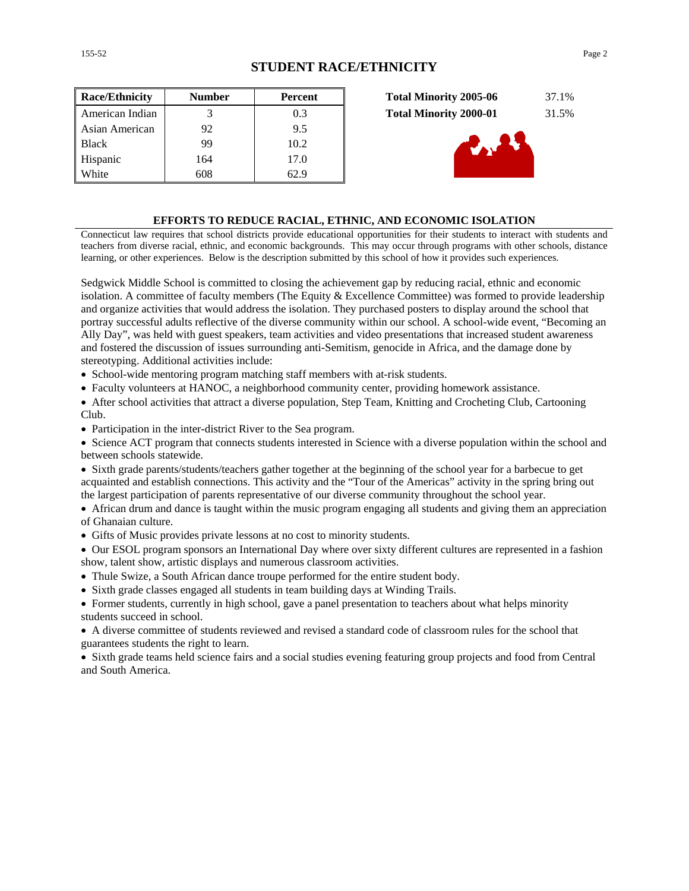## STUDENT RACE/ETHNICITY

| Race/Ethnicity | Number | Percent |
|---|---|---|
| American Indian | 3 | 0.3 |
| Asian American | 92 | 9.5 |
| Black | 99 | 10.2 |
| Hispanic | 164 | 17.0 |
| White | 608 | 62.9 |

| | |
|---|---|
| **Total Minority 2005-06** | 37.1% |
| **Total Minority 2000-01** | 31.5% |

### EFFORTS TO REDUCE RACIAL, ETHNIC, AND ECONOMIC ISOLATION

Connecticut law requires that school districts provide educational opportunities for their students to interact with students and teachers from diverse racial, ethnic, and economic backgrounds. This may occur through programs with other schools, distance learning, or other experiences. Below is the description submitted by this school of how it provides such experiences.

Sedgwick Middle School is committed to closing the achievement gap by reducing racial, ethnic and economic isolation. A committee of faculty members (The Equity & Excellence Committee) was formed to provide leadership and organize activities that would address the isolation. They purchased posters to display around the school that portray successful adults reflective of the diverse community within our school. A school-wide event, "Becoming an Ally Day", was held with guest speakers, team activities and video presentations that increased student awareness and fostered the discussion of issues surrounding anti-Semitism, genocide in Africa, and the damage done by stereotyping. Additional activities include:

- School-wide mentoring program matching staff members with at-risk students.
- Faculty volunteers at HANOC, a neighborhood community center, providing homework assistance.
- After school activities that attract a diverse population, Step Team, Knitting and Crocheting Club, Cartooning Club.
- Participation in the inter-district River to the Sea program.
- Science ACT program that connects students interested in Science with a diverse population within the school and between schools statewide.
- Sixth grade parents/students/teachers gather together at the beginning of the school year for a barbecue to get acquainted and establish connections. This activity and the "Tour of the Americas" activity in the spring bring out the largest participation of parents representative of our diverse community throughout the school year.
- African drum and dance is taught within the music program engaging all students and giving them an appreciation of Ghanaian culture.
- Gifts of Music provides private lessons at no cost to minority students.
- Our ESOL program sponsors an International Day where over sixty different cultures are represented in a fashion show, talent show, artistic displays and numerous classroom activities.
- Thule Swize, a South African dance troupe performed for the entire student body.
- Sixth grade classes engaged all students in team building days at Winding Trails.
- Former students, currently in high school, gave a panel presentation to teachers about what helps minority students succeed in school.
- A diverse committee of students reviewed and revised a standard code of classroom rules for the school that guarantees students the right to learn.
- Sixth grade teams held science fairs and a social studies evening featuring group projects and food from Central and South America.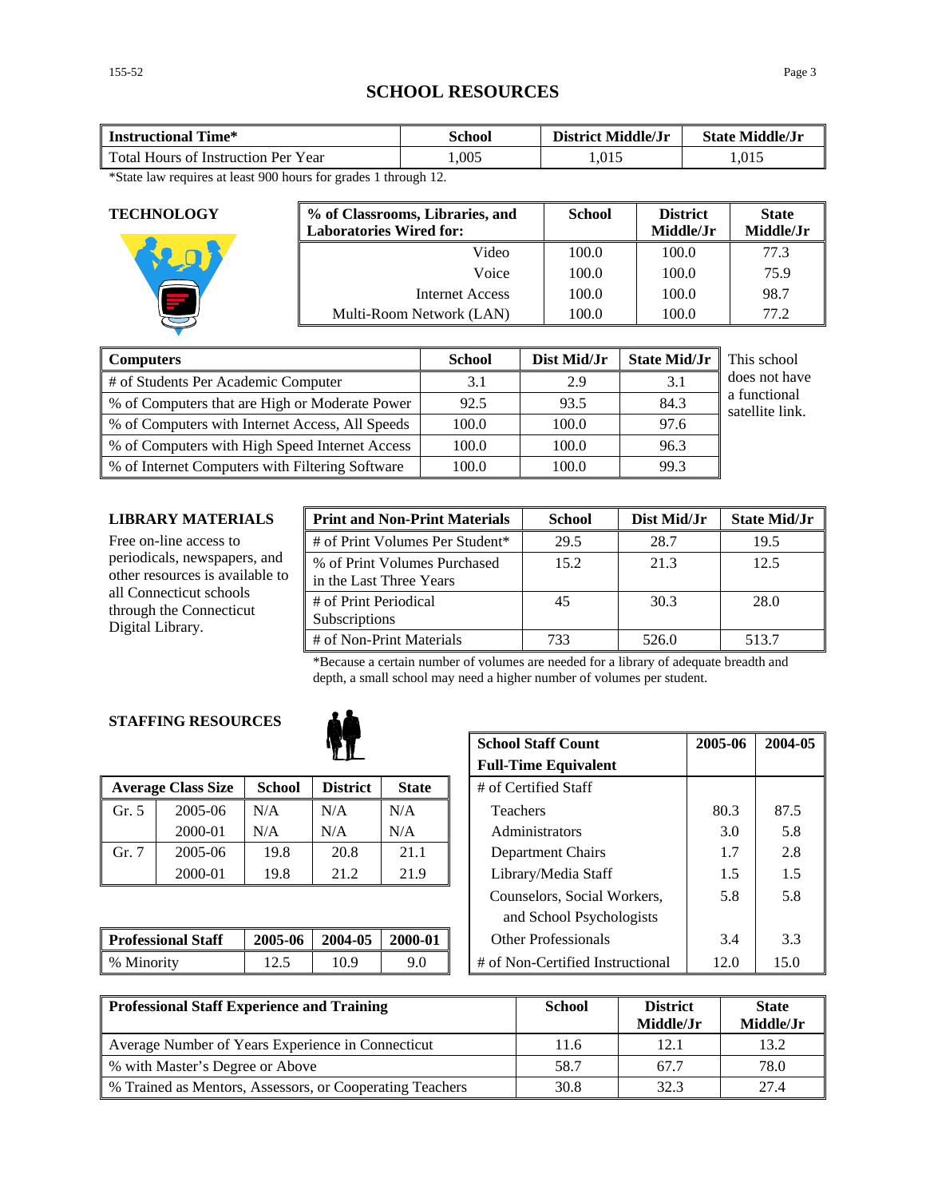# SCHOOL RESOURCES

| Instructional Time* | School | District Middle/Jr | State Middle/Jr |
|---|---|---|---|
| Total Hours of Instruction Per Year | 1,005 | 1,015 | 1,015 |

*State law requires at least 900 hours for grades 1 through 12.

## TECHNOLOGY

| % of Classrooms, Libraries, and Laboratories Wired for: | School | District Middle/Jr | State Middle/Jr |
|---|---|---|---|
| Video | 100.0 | 100.0 | 77.3 |
| Voice | 100.0 | 100.0 | 75.9 |
| Internet Access | 100.0 | 100.0 | 98.7 |
| Multi-Room Network (LAN) | 100.0 | 100.0 | 77.2 |

| Computers | School | Dist Mid/Jr | State Mid/Jr |
|---|---|---|---|
| # of Students Per Academic Computer | 3.1 | 2.9 | 3.1 |
| % of Computers that are High or Moderate Power | 92.5 | 93.5 | 84.3 |
| % of Computers with Internet Access, All Speeds | 100.0 | 100.0 | 97.6 |
| % of Computers with High Speed Internet Access | 100.0 | 100.0 | 96.3 |
| % of Internet Computers with Filtering Software | 100.0 | 100.0 | 99.3 |

This school does not have a functional satellite link.

## LIBRARY MATERIALS

Free on-line access to periodicals, newspapers, and other resources is available to all Connecticut schools through the Connecticut Digital Library.

| Print and Non-Print Materials | School | Dist Mid/Jr | State Mid/Jr |
|---|---|---|---|
| # of Print Volumes Per Student* | 29.5 | 28.7 | 19.5 |
| % of Print Volumes Purchased in the Last Three Years | 15.2 | 21.3 | 12.5 |
| # of Print Periodical Subscriptions | 45 | 30.3 | 28.0 |
| # of Non-Print Materials | 733 | 526.0 | 513.7 |

*Because a certain number of volumes are needed for a library of adequate breadth and depth, a small school may need a higher number of volumes per student.

## STAFFING RESOURCES

| Average Class Size | | School | District | State |
|---|---|---|---|---|
| Gr. 5 | 2005-06 | N/A | N/A | N/A |
| | 2000-01 | N/A | N/A | N/A |
| Gr. 7 | 2005-06 | 19.8 | 20.8 | 21.1 |
| | 2000-01 | 19.8 | 21.2 | 21.9 |

| Professional Staff | 2005-06 | 2004-05 | 2000-01 |
|---|---|---|---|
| % Minority | 12.5 | 10.9 | 9.0 |

| School Staff Count Full-Time Equivalent | 2005-06 | 2004-05 |
|---|---|---|
| # of Certified Staff | | |
| Teachers | 80.3 | 87.5 |
| Administrators | 3.0 | 5.8 |
| Department Chairs | 1.7 | 2.8 |
| Library/Media Staff | 1.5 | 1.5 |
| Counselors, Social Workers, and School Psychologists | 5.8 | 5.8 |
| Other Professionals | 3.4 | 3.3 |
| # of Non-Certified Instructional | 12.0 | 15.0 |

| Professional Staff Experience and Training | School | District Middle/Jr | State Middle/Jr |
|---|---|---|---|
| Average Number of Years Experience in Connecticut | 11.6 | 12.1 | 13.2 |
| % with Master's Degree or Above | 58.7 | 67.7 | 78.0 |
| % Trained as Mentors, Assessors, or Cooperating Teachers | 30.8 | 32.3 | 27.4 |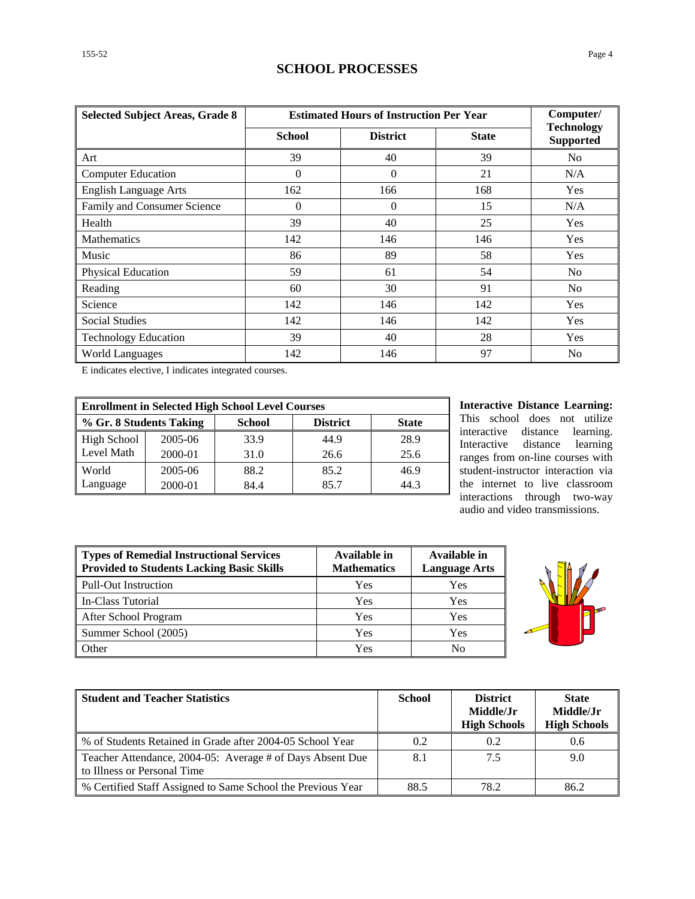# SCHOOL PROCESSES

| Selected Subject Areas, Grade 8 | Estimated Hours of Instruction Per Year | | | Computer/ Technology Supported |
|---|---|---|---|---|
| | School | District | State | |
| Art | 39 | 40 | 39 | No |
| Computer Education | 0 | 0 | 21 | N/A |
| English Language Arts | 162 | 166 | 168 | Yes |
| Family and Consumer Science | 0 | 0 | 15 | N/A |
| Health | 39 | 40 | 25 | Yes |
| Mathematics | 142 | 146 | 146 | Yes |
| Music | 86 | 89 | 58 | Yes |
| Physical Education | 59 | 61 | 54 | No |
| Reading | 60 | 30 | 91 | No |
| Science | 142 | 146 | 142 | Yes |
| Social Studies | 142 | 146 | 142 | Yes |
| Technology Education | 39 | 40 | 28 | Yes |
| World Languages | 142 | 146 | 97 | No |

E indicates elective, I indicates integrated courses.

| Enrollment in Selected High School Level Courses | | | | |
|---|---|---|---|---|
| % Gr. 8 Students Taking | | School | District | State |
| High School Level Math | 2005-06 | 33.9 | 44.9 | 28.9 |
| | 2000-01 | 31.0 | 26.6 | 25.6 |
| World Language | 2005-06 | 88.2 | 85.2 | 46.9 |
| | 2000-01 | 84.4 | 85.7 | 44.3 |

**Interactive Distance Learning:** This school does not utilize interactive distance learning. Interactive distance learning ranges from on-line courses with student-instructor interaction via the internet to live classroom interactions through two-way audio and video transmissions.

| Types of Remedial Instructional Services Provided to Students Lacking Basic Skills | Available in Mathematics | Available in Language Arts |
|---|---|---|
| Pull-Out Instruction | Yes | Yes |
| In-Class Tutorial | Yes | Yes |
| After School Program | Yes | Yes |
| Summer School (2005) | Yes | Yes |
| Other | Yes | No |

| Student and Teacher Statistics | School | District Middle/Jr High Schools | State Middle/Jr High Schools |
|---|---|---|---|
| % of Students Retained in Grade after 2004-05 School Year | 0.2 | 0.2 | 0.6 |
| Teacher Attendance, 2004-05: Average # of Days Absent Due to Illness or Personal Time | 8.1 | 7.5 | 9.0 |
| % Certified Staff Assigned to Same School the Previous Year | 88.5 | 78.2 | 86.2 |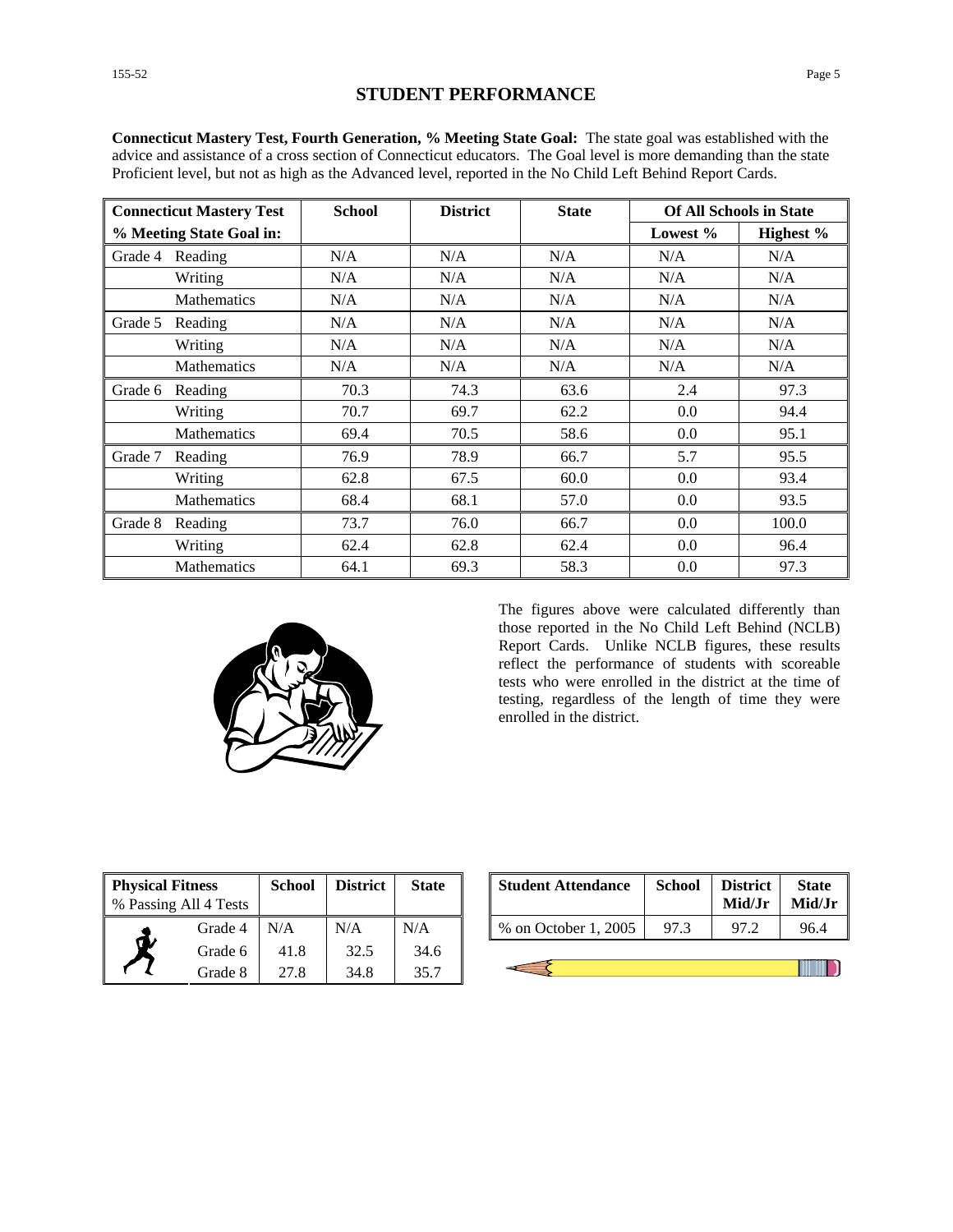# STUDENT PERFORMANCE

**Connecticut Mastery Test, Fourth Generation, % Meeting State Goal:** The state goal was established with the advice and assistance of a cross section of Connecticut educators. The Goal level is more demanding than the state Proficient level, but not as high as the Advanced level, reported in the No Child Left Behind Report Cards.

| Connecticut Mastery Test % Meeting State Goal in: | | School | District | State | Of All Schools in State | |
|---|---|---|---|---|---|---|
| | | | | | Lowest % | Highest % |
| Grade 4 | Reading | N/A | N/A | N/A | N/A | N/A |
| | Writing | N/A | N/A | N/A | N/A | N/A |
| | Mathematics | N/A | N/A | N/A | N/A | N/A |
| Grade 5 | Reading | N/A | N/A | N/A | N/A | N/A |
| | Writing | N/A | N/A | N/A | N/A | N/A |
| | Mathematics | N/A | N/A | N/A | N/A | N/A |
| Grade 6 | Reading | 70.3 | 74.3 | 63.6 | 2.4 | 97.3 |
| | Writing | 70.7 | 69.7 | 62.2 | 0.0 | 94.4 |
| | Mathematics | 69.4 | 70.5 | 58.6 | 0.0 | 95.1 |
| Grade 7 | Reading | 76.9 | 78.9 | 66.7 | 5.7 | 95.5 |
| | Writing | 62.8 | 67.5 | 60.0 | 0.0 | 93.4 |
| | Mathematics | 68.4 | 68.1 | 57.0 | 0.0 | 93.5 |
| Grade 8 | Reading | 73.7 | 76.0 | 66.7 | 0.0 | 100.0 |
| | Writing | 62.4 | 62.8 | 62.4 | 0.0 | 96.4 |
| | Mathematics | 64.1 | 69.3 | 58.3 | 0.0 | 97.3 |

The figures above were calculated differently than those reported in the No Child Left Behind (NCLB) Report Cards. Unlike NCLB figures, these results reflect the performance of students with scoreable tests who were enrolled in the district at the time of testing, regardless of the length of time they were enrolled in the district.

| Physical Fitness % Passing All 4 Tests | School | District | State |
|---|---|---|---|
| Grade 4 | N/A | N/A | N/A |
| Grade 6 | 41.8 | 32.5 | 34.6 |
| Grade 8 | 27.8 | 34.8 | 35.7 |

| Student Attendance | School | District Mid/Jr | State Mid/Jr |
|---|---|---|---|
| % on October 1, 2005 | 97.3 | 97.2 | 96.4 |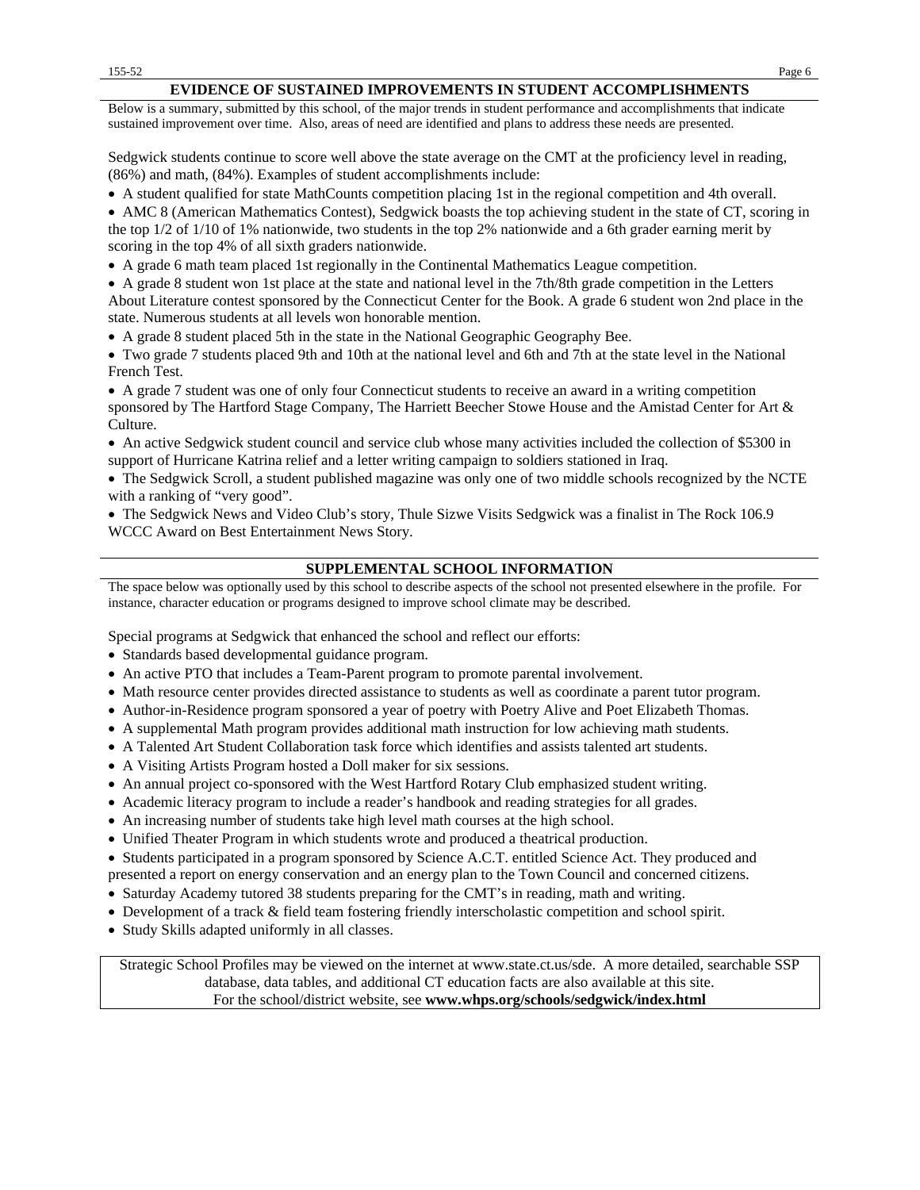## EVIDENCE OF SUSTAINED IMPROVEMENTS IN STUDENT ACCOMPLISHMENTS

Below is a summary, submitted by this school, of the major trends in student performance and accomplishments that indicate sustained improvement over time. Also, areas of need are identified and plans to address these needs are presented.

Sedgwick students continue to score well above the state average on the CMT at the proficiency level in reading, (86%) and math, (84%). Examples of student accomplishments include:

- A student qualified for state MathCounts competition placing 1st in the regional competition and 4th overall.
- AMC 8 (American Mathematics Contest), Sedgwick boasts the top achieving student in the state of CT, scoring in the top 1/2 of 1/10 of 1% nationwide, two students in the top 2% nationwide and a 6th grader earning merit by scoring in the top 4% of all sixth graders nationwide.
- A grade 6 math team placed 1st regionally in the Continental Mathematics League competition.
- A grade 8 student won 1st place at the state and national level in the 7th/8th grade competition in the Letters About Literature contest sponsored by the Connecticut Center for the Book. A grade 6 student won 2nd place in the state. Numerous students at all levels won honorable mention.
- A grade 8 student placed 5th in the state in the National Geographic Geography Bee.
- Two grade 7 students placed 9th and 10th at the national level and 6th and 7th at the state level in the National French Test.
- A grade 7 student was one of only four Connecticut students to receive an award in a writing competition sponsored by The Hartford Stage Company, The Harriett Beecher Stowe House and the Amistad Center for Art & Culture.
- An active Sedgwick student council and service club whose many activities included the collection of $5300 in support of Hurricane Katrina relief and a letter writing campaign to soldiers stationed in Iraq.
- The Sedgwick Scroll, a student published magazine was only one of two middle schools recognized by the NCTE with a ranking of "very good".
- The Sedgwick News and Video Club's story, Thule Sizwe Visits Sedgwick was a finalist in The Rock 106.9 WCCC Award on Best Entertainment News Story.

## SUPPLEMENTAL SCHOOL INFORMATION

The space below was optionally used by this school to describe aspects of the school not presented elsewhere in the profile. For instance, character education or programs designed to improve school climate may be described.

Special programs at Sedgwick that enhanced the school and reflect our efforts:

- Standards based developmental guidance program.
- An active PTO that includes a Team-Parent program to promote parental involvement.
- Math resource center provides directed assistance to students as well as coordinate a parent tutor program.
- Author-in-Residence program sponsored a year of poetry with Poetry Alive and Poet Elizabeth Thomas.
- A supplemental Math program provides additional math instruction for low achieving math students.
- A Talented Art Student Collaboration task force which identifies and assists talented art students.
- A Visiting Artists Program hosted a Doll maker for six sessions.
- An annual project co-sponsored with the West Hartford Rotary Club emphasized student writing.
- Academic literacy program to include a reader's handbook and reading strategies for all grades.
- An increasing number of students take high level math courses at the high school.
- Unified Theater Program in which students wrote and produced a theatrical production.
- Students participated in a program sponsored by Science A.C.T. entitled Science Act. They produced and presented a report on energy conservation and an energy plan to the Town Council and concerned citizens.
- Saturday Academy tutored 38 students preparing for the CMT's in reading, math and writing.
- Development of a track & field team fostering friendly interscholastic competition and school spirit.
- Study Skills adapted uniformly in all classes.

Strategic School Profiles may be viewed on the internet at www.state.ct.us/sde. A more detailed, searchable SSP database, data tables, and additional CT education facts are also available at this site.
For the school/district website, see **www.whps.org/schools/sedgwick/index.html**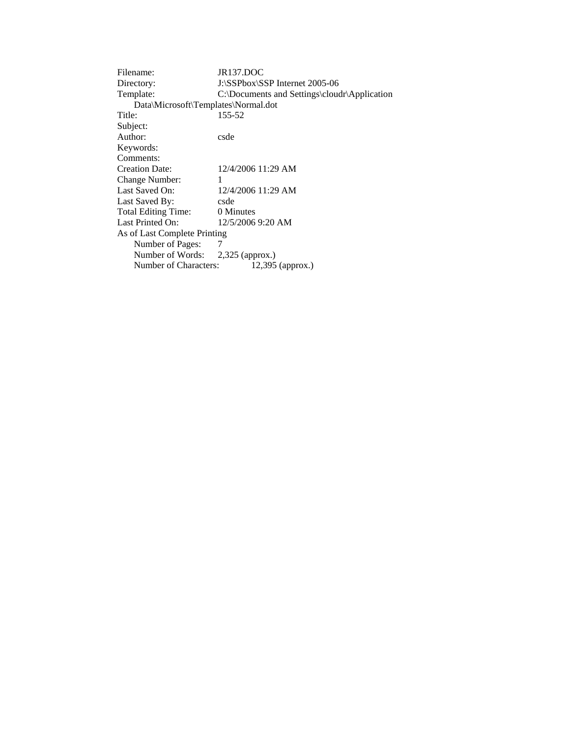Filename: JR137.DOC
Directory: J:\SSPbox\SSP Internet 2005-06
Template: C:\Documents and Settings\cloudr\Application Data\Microsoft\Templates\Normal.dot
Title: 155-52
Subject:
Author: csde
Keywords:
Comments:
Creation Date: 12/4/2006 11:29 AM
Change Number: 1
Last Saved On: 12/4/2006 11:29 AM
Last Saved By: csde
Total Editing Time: 0 Minutes
Last Printed On: 12/5/2006 9:20 AM
As of Last Complete Printing
Number of Pages: 7
Number of Words: 2,325 (approx.)
Number of Characters: 12,395 (approx.)